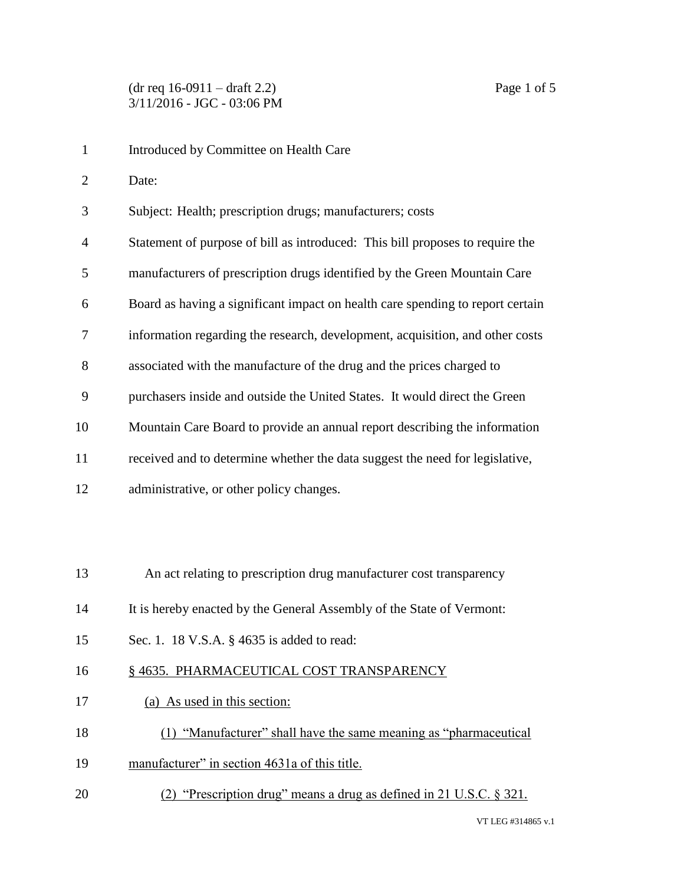(dr req 16-0911 – draft 2.2)
3/11/2016 - JGC - 03:06 PM

Introduced by Committee on Health Care

Date:

Subject: Health; prescription drugs; manufacturers; costs

Statement of purpose of bill as introduced: This bill proposes to require the manufacturers of prescription drugs identified by the Green Mountain Care Board as having a significant impact on health care spending to report certain information regarding the research, development, acquisition, and other costs associated with the manufacture of the drug and the prices charged to purchasers inside and outside the United States. It would direct the Green Mountain Care Board to provide an annual report describing the information received and to determine whether the data suggest the need for legislative, administrative, or other policy changes.

An act relating to prescription drug manufacturer cost transparency

It is hereby enacted by the General Assembly of the State of Vermont:

Sec. 1. 18 V.S.A. § 4635 is added to read:

§ 4635. PHARMACEUTICAL COST TRANSPARENCY

(a) As used in this section:

(1) "Manufacturer" shall have the same meaning as "pharmaceutical manufacturer" in section 4631a of this title.

(2) "Prescription drug" means a drug as defined in 21 U.S.C. § 321.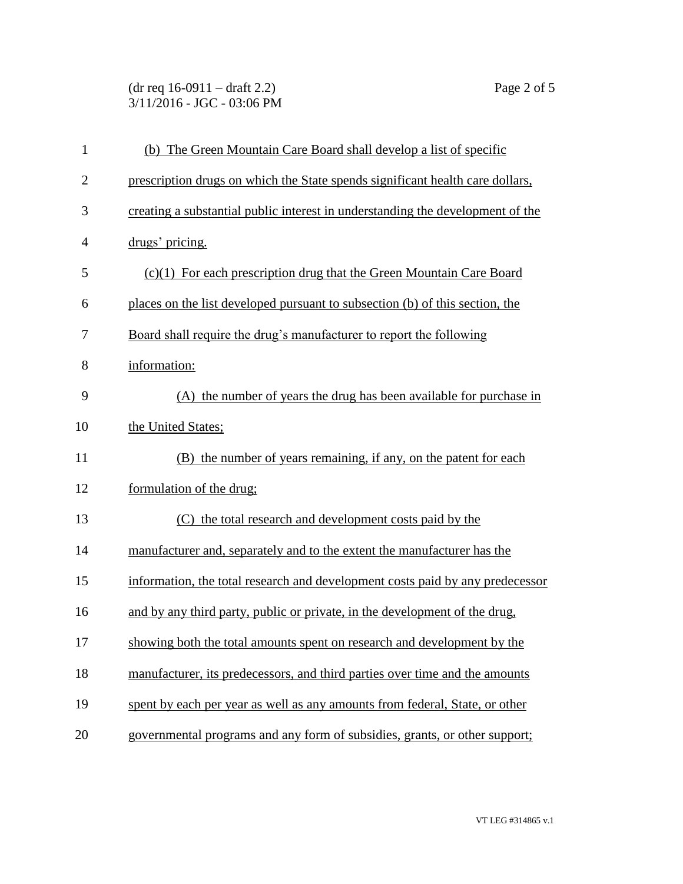(b) The Green Mountain Care Board shall develop a list of specific prescription drugs on which the State spends significant health care dollars, creating a substantial public interest in understanding the development of the drugs' pricing.

(c)(1) For each prescription drug that the Green Mountain Care Board places on the list developed pursuant to subsection (b) of this section, the Board shall require the drug's manufacturer to report the following information:

(A) the number of years the drug has been available for purchase in the United States;

(B) the number of years remaining, if any, on the patent for each formulation of the drug;

(C) the total research and development costs paid by the manufacturer and, separately and to the extent the manufacturer has the information, the total research and development costs paid by any predecessor and by any third party, public or private, in the development of the drug, showing both the total amounts spent on research and development by the manufacturer, its predecessors, and third parties over time and the amounts spent by each per year as well as any amounts from federal, State, or other governmental programs and any form of subsidies, grants, or other support;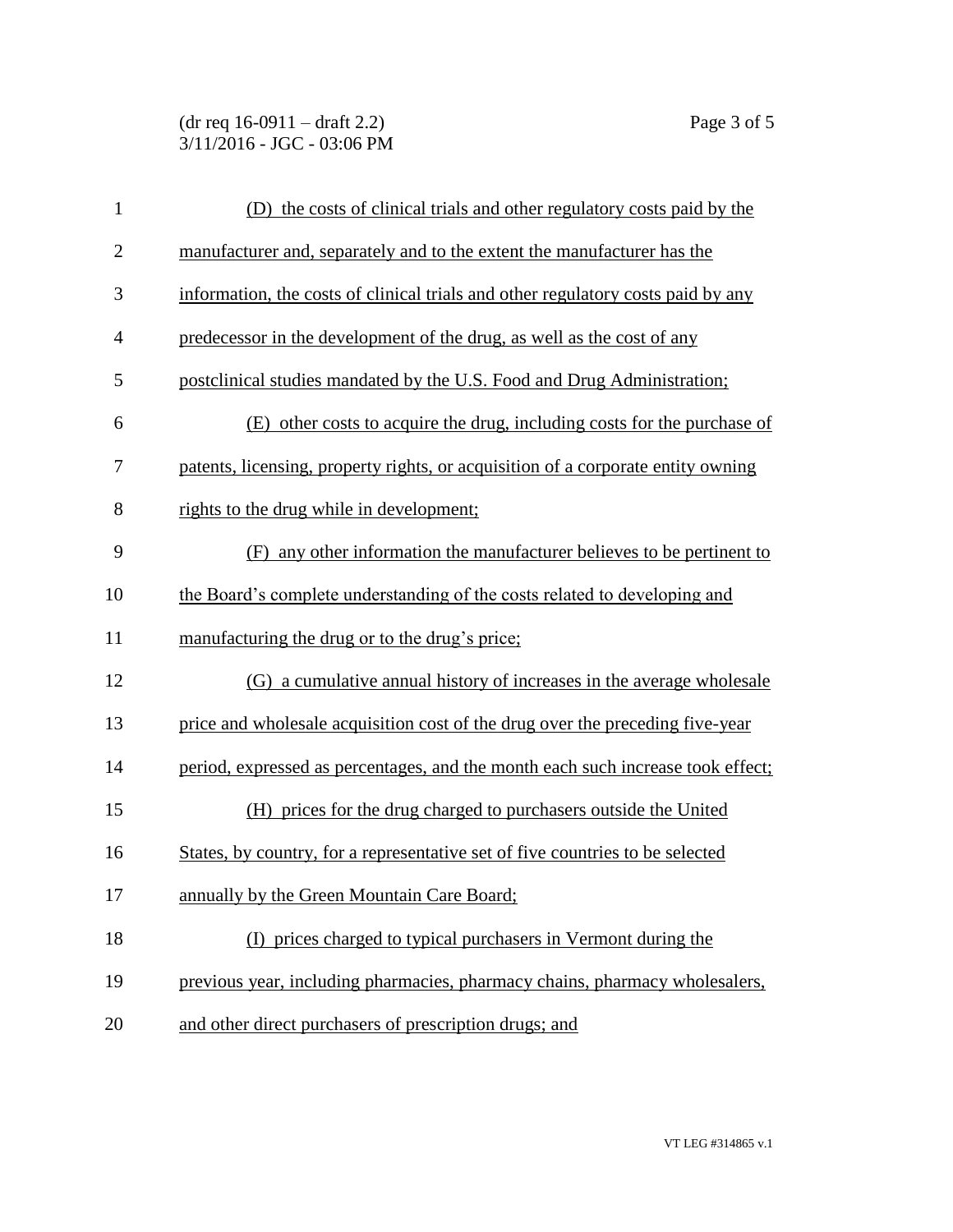(D) the costs of clinical trials and other regulatory costs paid by the manufacturer and, separately and to the extent the manufacturer has the information, the costs of clinical trials and other regulatory costs paid by any predecessor in the development of the drug, as well as the cost of any postclinical studies mandated by the U.S. Food and Drug Administration;

(E) other costs to acquire the drug, including costs for the purchase of patents, licensing, property rights, or acquisition of a corporate entity owning rights to the drug while in development;

(F) any other information the manufacturer believes to be pertinent to the Board's complete understanding of the costs related to developing and manufacturing the drug or to the drug's price;

(G) a cumulative annual history of increases in the average wholesale price and wholesale acquisition cost of the drug over the preceding five-year period, expressed as percentages, and the month each such increase took effect;

(H) prices for the drug charged to purchasers outside the United States, by country, for a representative set of five countries to be selected annually by the Green Mountain Care Board;

(I) prices charged to typical purchasers in Vermont during the previous year, including pharmacies, pharmacy chains, pharmacy wholesalers, and other direct purchasers of prescription drugs; and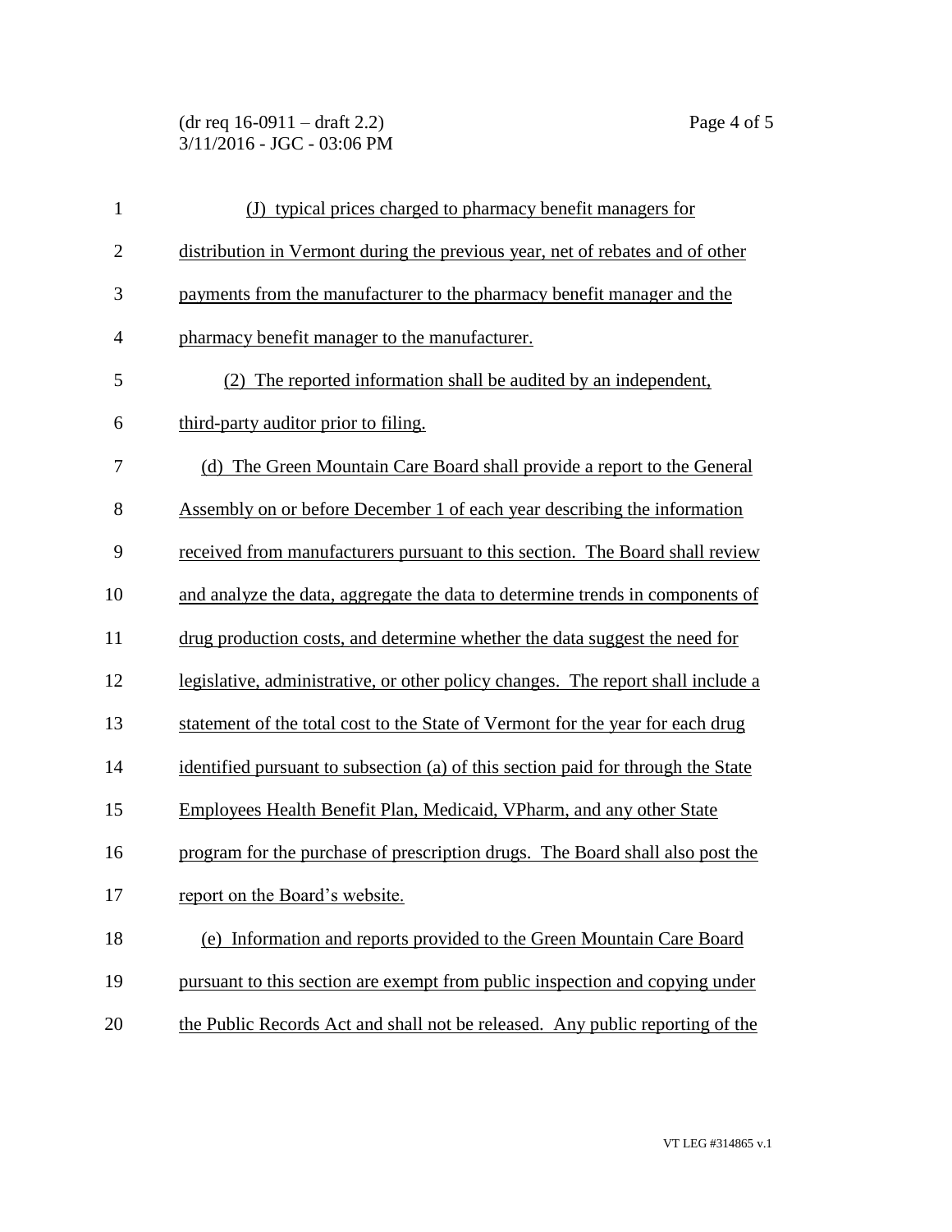(J) typical prices charged to pharmacy benefit managers for distribution in Vermont during the previous year, net of rebates and of other payments from the manufacturer to the pharmacy benefit manager and the pharmacy benefit manager to the manufacturer.

(2) The reported information shall be audited by an independent, third-party auditor prior to filing.

(d) The Green Mountain Care Board shall provide a report to the General Assembly on or before December 1 of each year describing the information received from manufacturers pursuant to this section. The Board shall review and analyze the data, aggregate the data to determine trends in components of drug production costs, and determine whether the data suggest the need for legislative, administrative, or other policy changes. The report shall include a statement of the total cost to the State of Vermont for the year for each drug identified pursuant to subsection (a) of this section paid for through the State Employees Health Benefit Plan, Medicaid, VPharm, and any other State program for the purchase of prescription drugs. The Board shall also post the report on the Board's website.

(e) Information and reports provided to the Green Mountain Care Board pursuant to this section are exempt from public inspection and copying under the Public Records Act and shall not be released. Any public reporting of the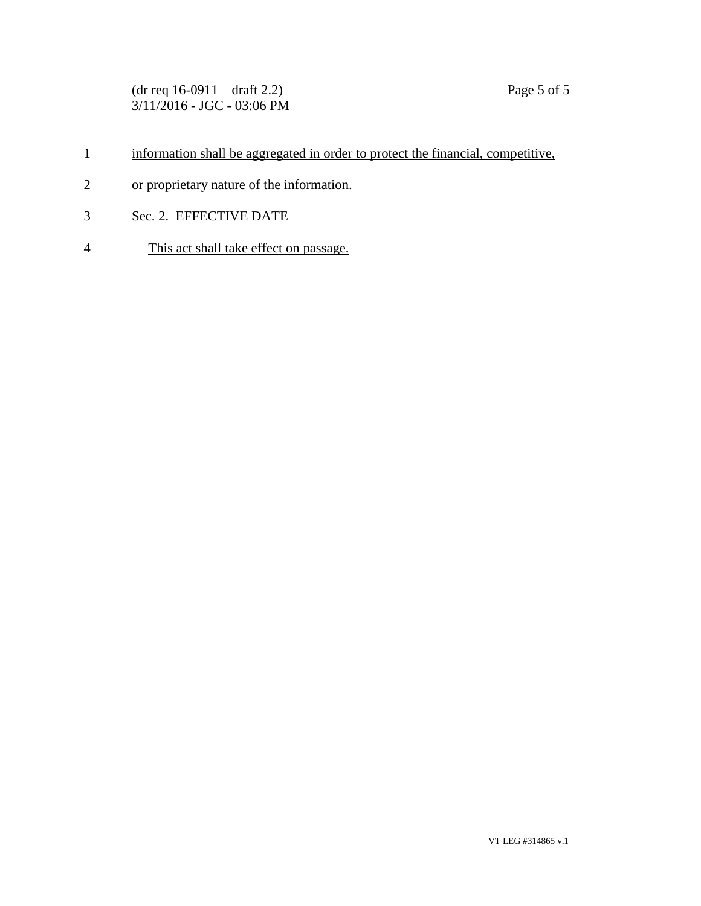information shall be aggregated in order to protect the financial, competitive, or proprietary nature of the information.

Sec. 2. EFFECTIVE DATE

This act shall take effect on passage.